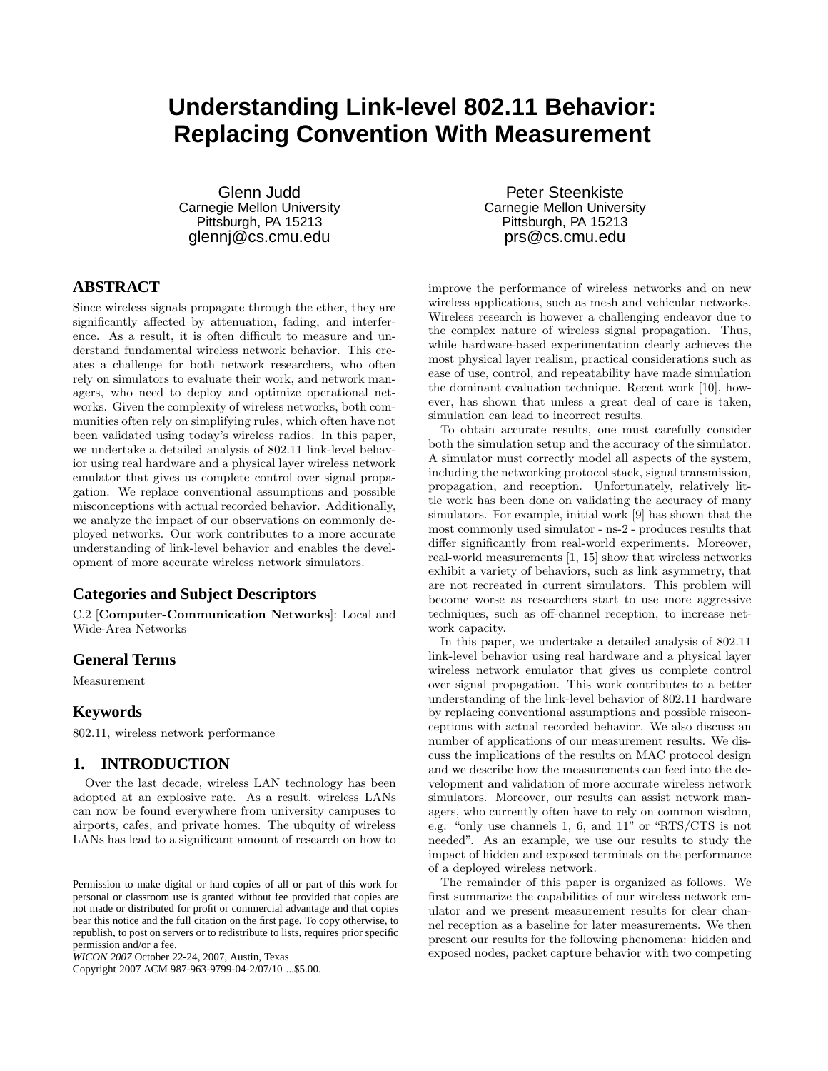# Understanding Link-level 802.11 Behavior: Replacing Convention With Measurement

Glenn Judd
Carnegie Mellon University
Pittsburgh, PA 15213
glennj@cs.cmu.edu

Peter Steenkiste
Carnegie Mellon University
Pittsburgh, PA 15213
prs@cs.cmu.edu

## ABSTRACT

Since wireless signals propagate through the ether, they are significantly affected by attenuation, fading, and interference. As a result, it is often difficult to measure and understand fundamental wireless network behavior. This creates a challenge for both network researchers, who often rely on simulators to evaluate their work, and network managers, who need to deploy and optimize operational networks. Given the complexity of wireless networks, both communities often rely on simplifying rules, which often have not been validated using today's wireless radios. In this paper, we undertake a detailed analysis of 802.11 link-level behavior using real hardware and a physical layer wireless network emulator that gives us complete control over signal propagation. We replace conventional assumptions and possible misconceptions with actual recorded behavior. Additionally, we analyze the impact of our observations on commonly deployed networks. Our work contributes to a more accurate understanding of link-level behavior and enables the development of more accurate wireless network simulators.

## Categories and Subject Descriptors

C.2 [**Computer-Communication Networks**]: Local and Wide-Area Networks

## General Terms

Measurement

## Keywords

802.11, wireless network performance

## 1. INTRODUCTION

Over the last decade, wireless LAN technology has been adopted at an explosive rate. As a result, wireless LANs can now be found everywhere from university campuses to airports, cafes, and private homes. The ubquity of wireless LANs has lead to a significant amount of research on how to improve the performance of wireless networks and on new wireless applications, such as mesh and vehicular networks. Wireless research is however a challenging endeavor due to the complex nature of wireless signal propagation. Thus, while hardware-based experimentation clearly achieves the most physical layer realism, practical considerations such as ease of use, control, and repeatability have made simulation the dominant evaluation technique. Recent work [10], however, has shown that unless a great deal of care is taken, simulation can lead to incorrect results.

To obtain accurate results, one must carefully consider both the simulation setup and the accuracy of the simulator. A simulator must correctly model all aspects of the system, including the networking protocol stack, signal transmission, propagation, and reception. Unfortunately, relatively little work has been done on validating the accuracy of many simulators. For example, initial work [9] has shown that the most commonly used simulator - ns-2 - produces results that differ significantly from real-world experiments. Moreover, real-world measurements [1, 15] show that wireless networks exhibit a variety of behaviors, such as link asymmetry, that are not recreated in current simulators. This problem will become worse as researchers start to use more aggressive techniques, such as off-channel reception, to increase network capacity.

In this paper, we undertake a detailed analysis of 802.11 link-level behavior using real hardware and a physical layer wireless network emulator that gives us complete control over signal propagation. This work contributes to a better understanding of the link-level behavior of 802.11 hardware by replacing conventional assumptions and possible misconceptions with actual recorded behavior. We also discuss an number of applications of our measurement results. We discuss the implications of the results on MAC protocol design and we describe how the measurements can feed into the development and validation of more accurate wireless network simulators. Moreover, our results can assist network managers, who currently often have to rely on common wisdom, e.g. "only use channels 1, 6, and 11" or "RTS/CTS is not needed". As an example, we use our results to study the impact of hidden and exposed terminals on the performance of a deployed wireless network.

The remainder of this paper is organized as follows. We first summarize the capabilities of our wireless network emulator and we present measurement results for clear channel reception as a baseline for later measurements. We then present our results for the following phenomena: hidden and exposed nodes, packet capture behavior with two competing

Permission to make digital or hard copies of all or part of this work for personal or classroom use is granted without fee provided that copies are not made or distributed for profit or commercial advantage and that copies bear this notice and the full citation on the first page. To copy otherwise, to republish, to post on servers or to redistribute to lists, requires prior specific permission and/or a fee.
*WICON 2007* October 22-24, 2007, Austin, Texas
Copyright 2007 ACM 987-963-9799-04-2/07/10 ...$5.00.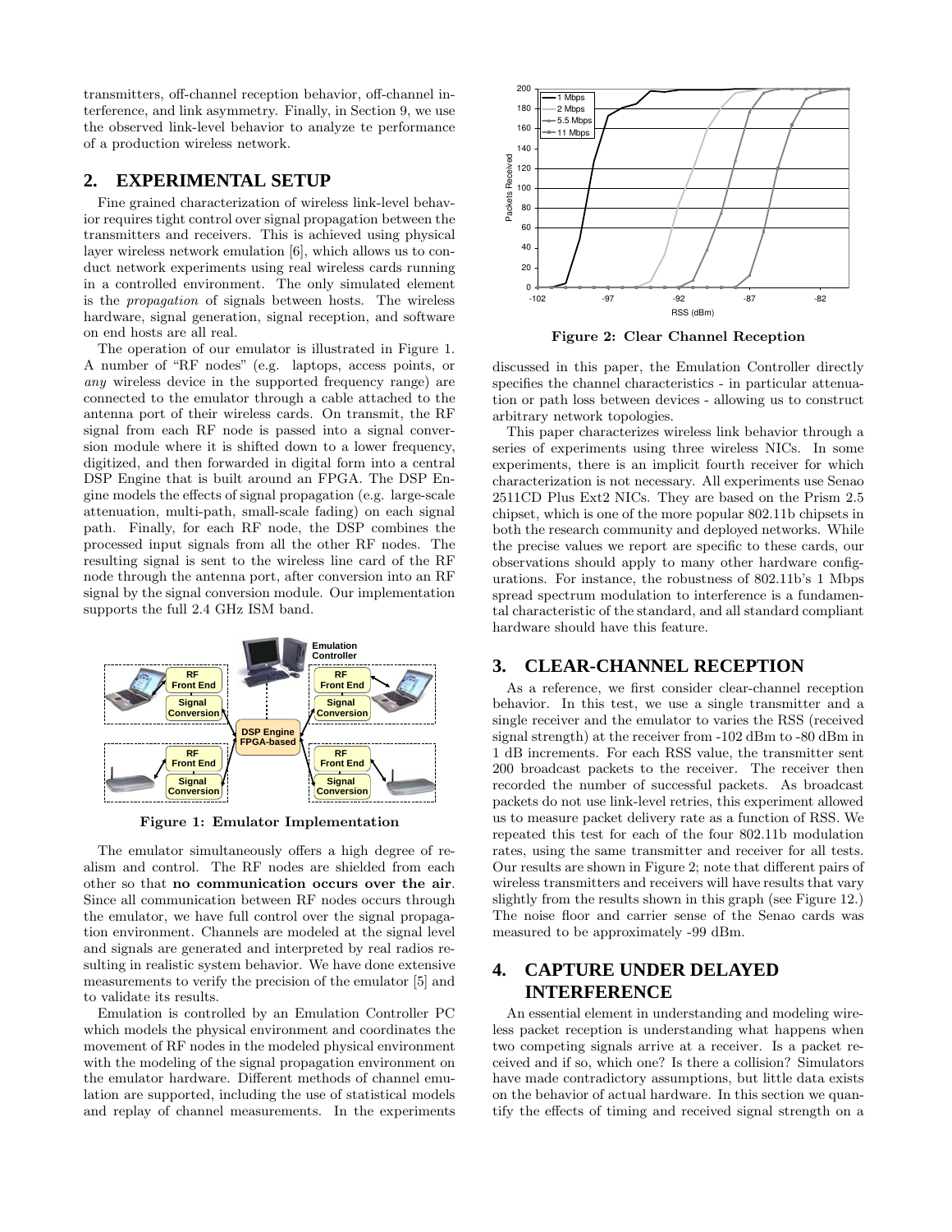transmitters, off-channel reception behavior, off-channel interference, and link asymmetry. Finally, in Section 9, we use the observed link-level behavior to analyze te performance of a production wireless network.

## 2. EXPERIMENTAL SETUP

Fine grained characterization of wireless link-level behavior requires tight control over signal propagation between the transmitters and receivers. This is achieved using physical layer wireless network emulation [6], which allows us to conduct network experiments using real wireless cards running in a controlled environment. The only simulated element is the *propagation* of signals between hosts. The wireless hardware, signal generation, signal reception, and software on end hosts are all real.

The operation of our emulator is illustrated in Figure 1. A number of "RF nodes" (e.g. laptops, access points, or *any* wireless device in the supported frequency range) are connected to the emulator through a cable attached to the antenna port of their wireless cards. On transmit, the RF signal from each RF node is passed into a signal conversion module where it is shifted down to a lower frequency, digitized, and then forwarded in digital form into a central DSP Engine that is built around an FPGA. The DSP Engine models the effects of signal propagation (e.g. large-scale attenuation, multi-path, small-scale fading) on each signal path. Finally, for each RF node, the DSP combines the processed input signals from all the other RF nodes. The resulting signal is sent to the wireless line card of the RF node through the antenna port, after conversion into an RF signal by the signal conversion module. Our implementation supports the full 2.4 GHz ISM band.

**Figure 1: Emulator Implementation**

The emulator simultaneously offers a high degree of realism and control. The RF nodes are shielded from each other so that **no communication occurs over the air**. Since all communication between RF nodes occurs through the emulator, we have full control over the signal propagation environment. Channels are modeled at the signal level and signals are generated and interpreted by real radios resulting in realistic system behavior. We have done extensive measurements to verify the precision of the emulator [5] and to validate its results.

Emulation is controlled by an Emulation Controller PC which models the physical environment and coordinates the movement of RF nodes in the modeled physical environment with the modeling of the signal propagation environment on the emulator hardware. Different methods of channel emulation are supported, including the use of statistical models and replay of channel measurements. In the experiments discussed in this paper, the Emulation Controller directly specifies the channel characteristics - in particular attenuation or path loss between devices - allowing us to construct arbitrary network topologies.

**Figure 2: Clear Channel Reception**

This paper characterizes wireless link behavior through a series of experiments using three wireless NICs. In some experiments, there is an implicit fourth receiver for which characterization is not necessary. All experiments use Senao 2511CD Plus Ext2 NICs. They are based on the Prism 2.5 chipset, which is one of the more popular 802.11b chipsets in both the research community and deployed networks. While the precise values we report are specific to these cards, our observations should apply to many other hardware configurations. For instance, the robustness of 802.11b's 1 Mbps spread spectrum modulation to interference is a fundamental characteristic of the standard, and all standard compliant hardware should have this feature.

## 3. CLEAR-CHANNEL RECEPTION

As a reference, we first consider clear-channel reception behavior. In this test, we use a single transmitter and a single receiver and the emulator to varies the RSS (received signal strength) at the receiver from -102 dBm to -80 dBm in 1 dB increments. For each RSS value, the transmitter sent 200 broadcast packets to the receiver. The receiver then recorded the number of successful packets. As broadcast packets do not use link-level retries, this experiment allowed us to measure packet delivery rate as a function of RSS. We repeated this test for each of the four 802.11b modulation rates, using the same transmitter and receiver for all tests. Our results are shown in Figure 2; note that different pairs of wireless transmitters and receivers will have results that vary slightly from the results shown in this graph (see Figure 12.) The noise floor and carrier sense of the Senao cards was measured to be approximately -99 dBm.

## 4. CAPTURE UNDER DELAYED INTERFERENCE

An essential element in understanding and modeling wireless packet reception is understanding what happens when two competing signals arrive at a receiver. Is a packet received and if so, which one? Is there a collision? Simulators have made contradictory assumptions, but little data exists on the behavior of actual hardware. In this section we quantify the effects of timing and received signal strength on a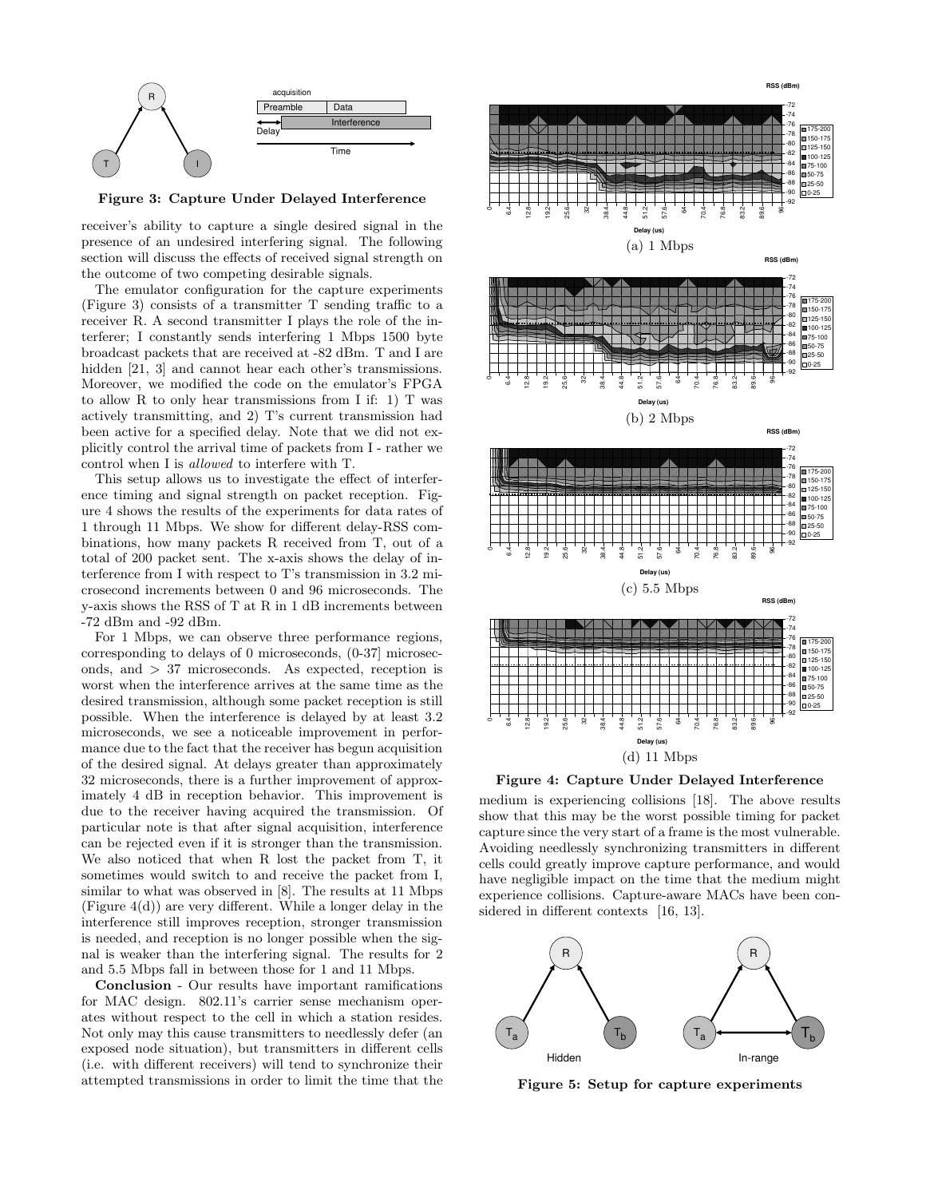**Figure 3: Capture Under Delayed Interference**

receiver's ability to capture a single desired signal in the presence of an undesired interfering signal. The following section will discuss the effects of received signal strength on the outcome of two competing desirable signals.

The emulator configuration for the capture experiments (Figure 3) consists of a transmitter T sending traffic to a receiver R. A second transmitter I plays the role of the interferer; I constantly sends interfering 1 Mbps 1500 byte broadcast packets that are received at -82 dBm. T and I are hidden [21, 3] and cannot hear each other's transmissions. Moreover, we modified the code on the emulator's FPGA to allow R to only hear transmissions from I if: 1) T was actively transmitting, and 2) T's current transmission had been active for a specified delay. Note that we did not explicitly control the arrival time of packets from I - rather we control when I is *allowed* to interfere with T.

This setup allows us to investigate the effect of interference timing and signal strength on packet reception. Figure 4 shows the results of the experiments for data rates of 1 through 11 Mbps. We show for different delay-RSS combinations, how many packets R received from T, out of a total of 200 packet sent. The x-axis shows the delay of interference from I with respect to T's transmission in 3.2 microsecond increments between 0 and 96 microseconds. The y-axis shows the RSS of T at R in 1 dB increments between -72 dBm and -92 dBm.

For 1 Mbps, we can observe three performance regions, corresponding to delays of 0 microseconds, (0-37] microseconds, and > 37 microseconds. As expected, reception is worst when the interference arrives at the same time as the desired transmission, although some packet reception is still possible. When the interference is delayed by at least 3.2 microseconds, we see a noticeable improvement in performance due to the fact that the receiver has begun acquisition of the desired signal. At delays greater than approximately 32 microseconds, there is a further improvement of approximately 4 dB in reception behavior. This improvement is due to the receiver having acquired the transmission. Of particular note is that after signal acquisition, interference can be rejected even if it is stronger than the transmission. We also noticed that when R lost the packet from T, it sometimes would switch to and receive the packet from I, similar to what was observed in [8]. The results at 11 Mbps (Figure 4(d)) are very different. While a longer delay in the interference still improves reception, stronger transmission is needed, and reception is no longer possible when the signal is weaker than the interfering signal. The results for 2 and 5.5 Mbps fall in between those for 1 and 11 Mbps.

**Conclusion** - Our results have important ramifications for MAC design. 802.11's carrier sense mechanism operates without respect to the cell in which a station resides. Not only may this cause transmitters to needlessly defer (an exposed node situation), but transmitters in different cells (i.e. with different receivers) will tend to synchronize their attempted transmissions in order to limit the time that the medium is experiencing collisions [18]. The above results show that this may be the worst possible timing for packet capture since the very start of a frame is the most vulnerable. Avoiding needlessly synchronizing transmitters in different cells could greatly improve capture performance, and would have negligible impact on the time that the medium might experience collisions. Capture-aware MACs have been considered in different contexts [16, 13].

(a) 1 Mbps

(b) 2 Mbps

(c) 5.5 Mbps

(d) 11 Mbps

**Figure 4: Capture Under Delayed Interference**

**Figure 5: Setup for capture experiments**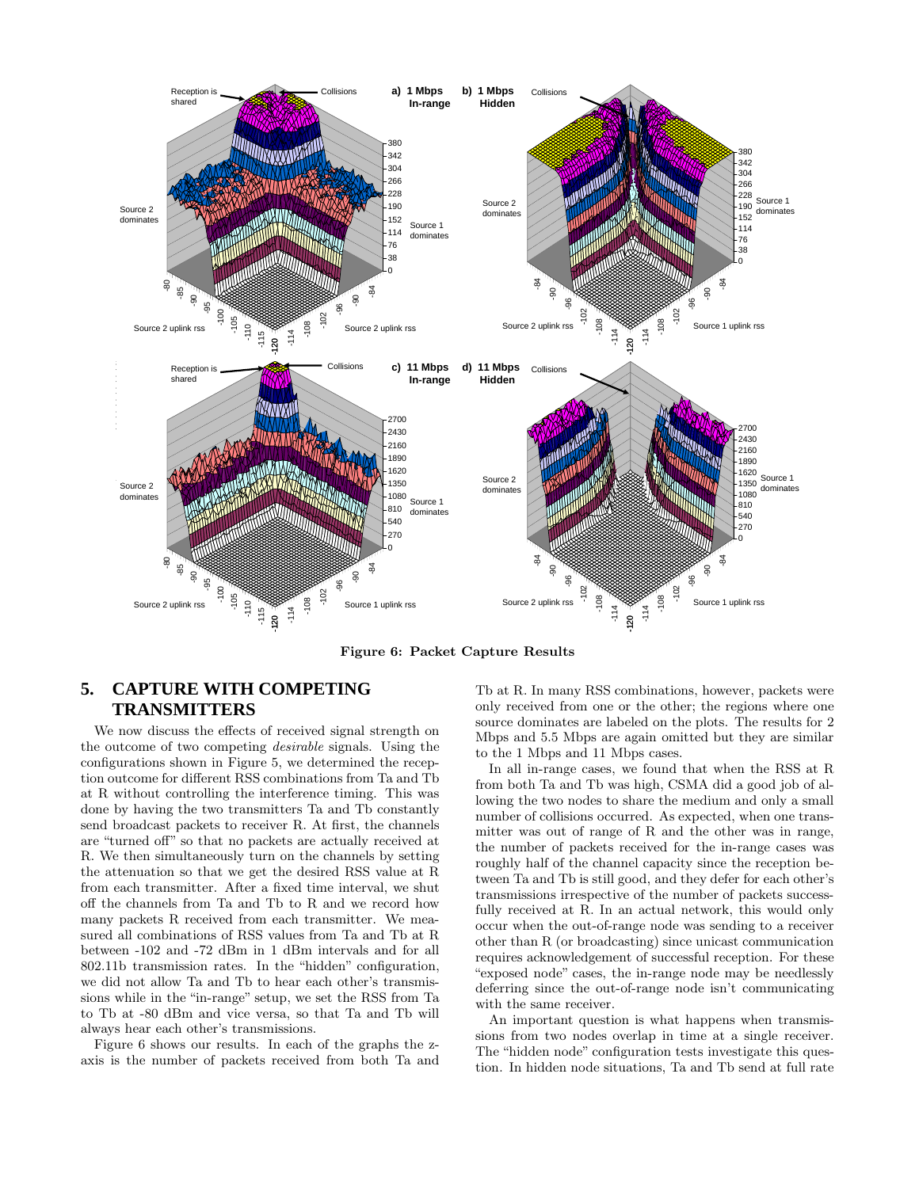Figure 6: Packet Capture Results

## 5. CAPTURE WITH COMPETING TRANSMITTERS

We now discuss the effects of received signal strength on the outcome of two competing *desirable* signals. Using the configurations shown in Figure 5, we determined the reception outcome for different RSS combinations from Ta and Tb at R without controlling the interference timing. This was done by having the two transmitters Ta and Tb constantly send broadcast packets to receiver R. At first, the channels are "turned off" so that no packets are actually received at R. We then simultaneously turn on the channels by setting the attenuation so that we get the desired RSS value at R from each transmitter. After a fixed time interval, we shut off the channels from Ta and Tb to R and we record how many packets R received from each transmitter. We measured all combinations of RSS values from Ta and Tb at R between -102 and -72 dBm in 1 dBm intervals and for all 802.11b transmission rates. In the "hidden" configuration, we did not allow Ta and Tb to hear each other's transmissions while in the "in-range" setup, we set the RSS from Ta to Tb at -80 dBm and vice versa, so that Ta and Tb will always hear each other's transmissions.

Figure 6 shows our results. In each of the graphs the z-axis is the number of packets received from both Ta and Tb at R. In many RSS combinations, however, packets were only received from one or the other; the regions where one source dominates are labeled on the plots. The results for 2 Mbps and 5.5 Mbps are again omitted but they are similar to the 1 Mbps and 11 Mbps cases.

In all in-range cases, we found that when the RSS at R from both Ta and Tb was high, CSMA did a good job of allowing the two nodes to share the medium and only a small number of collisions occurred. As expected, when one transmitter was out of range of R and the other was in range, the number of packets received for the in-range cases was roughly half of the channel capacity since the reception between Ta and Tb is still good, and they defer for each other's transmissions irrespective of the number of packets successfully received at R. In an actual network, this would only occur when the out-of-range node was sending to a receiver other than R (or broadcasting) since unicast communication requires acknowledgement of successful reception. For these "exposed node" cases, the in-range node may be needlessly deferring since the out-of-range node isn't communicating with the same receiver.

An important question is what happens when transmissions from two nodes overlap in time at a single receiver. The "hidden node" configuration tests investigate this question. In hidden node situations, Ta and Tb send at full rate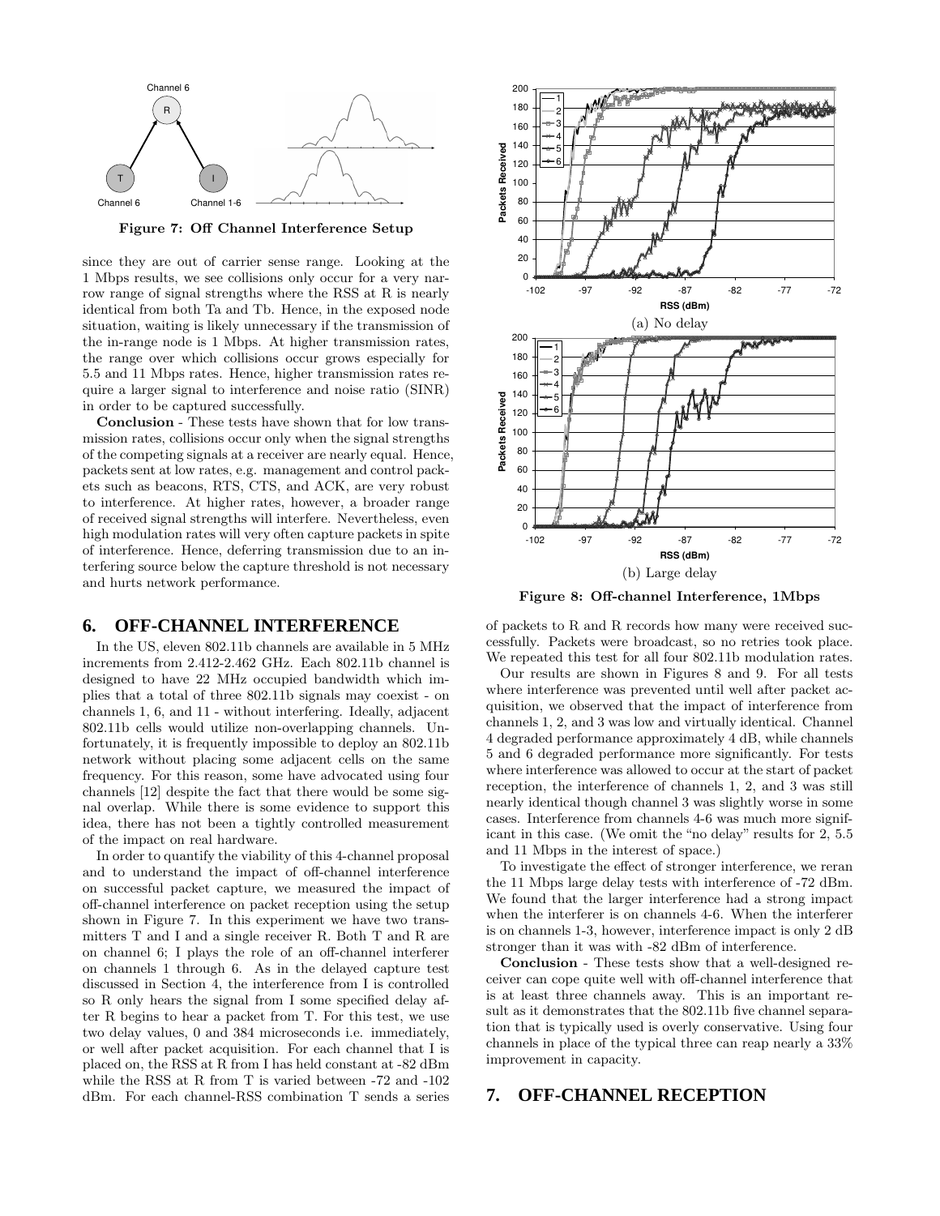Figure 7: Off Channel Interference Setup

since they are out of carrier sense range. Looking at the 1 Mbps results, we see collisions only occur for a very narrow range of signal strengths where the RSS at R is nearly identical from both Ta and Tb. Hence, in the exposed node situation, waiting is likely unnecessary if the transmission of the in-range node is 1 Mbps. At higher transmission rates, the range over which collisions occur grows especially for 5.5 and 11 Mbps rates. Hence, higher transmission rates require a larger signal to interference and noise ratio (SINR) in order to be captured successfully.

**Conclusion** - These tests have shown that for low transmission rates, collisions occur only when the signal strengths of the competing signals at a receiver are nearly equal. Hence, packets sent at low rates, e.g. management and control packets such as beacons, RTS, CTS, and ACK, are very robust to interference. At higher rates, however, a broader range of received signal strengths will interfere. Nevertheless, even high modulation rates will very often capture packets in spite of interference. Hence, deferring transmission due to an interfering source below the capture threshold is not necessary and hurts network performance.

## 6. OFF-CHANNEL INTERFERENCE

In the US, eleven 802.11b channels are available in 5 MHz increments from 2.412-2.462 GHz. Each 802.11b channel is designed to have 22 MHz occupied bandwidth which implies that a total of three 802.11b signals may coexist - on channels 1, 6, and 11 - without interfering. Ideally, adjacent 802.11b cells would utilize non-overlapping channels. Unfortunately, it is frequently impossible to deploy an 802.11b network without placing some adjacent cells on the same frequency. For this reason, some have advocated using four channels [12] despite the fact that there would be some signal overlap. While there is some evidence to support this idea, there has not been a tightly controlled measurement of the impact on real hardware.

In order to quantify the viability of this 4-channel proposal and to understand the impact of off-channel interference on successful packet capture, we measured the impact of off-channel interference on packet reception using the setup shown in Figure 7. In this experiment we have two transmitters T and I and a single receiver R. Both T and R are on channel 6; I plays the role of an off-channel interferer on channels 1 through 6. As in the delayed capture test discussed in Section 4, the interference from I is controlled so R only hears the signal from I some specified delay after R begins to hear a packet from T. For this test, we use two delay values, 0 and 384 microseconds i.e. immediately, or well after packet acquisition. For each channel that I is placed on, the RSS at R from I has held constant at -82 dBm while the RSS at R from T is varied between -72 and -102 dBm. For each channel-RSS combination T sends a series of packets to R and R records how many were received successfully. Packets were broadcast, so no retries took place. We repeated this test for all four 802.11b modulation rates.

(a) No delay

(b) Large delay

Figure 8: Off-channel Interference, 1Mbps

Our results are shown in Figures 8 and 9. For all tests where interference was prevented until well after packet acquisition, we observed that the impact of interference from channels 1, 2, and 3 was low and virtually identical. Channel 4 degraded performance approximately 4 dB, while channels 5 and 6 degraded performance more significantly. For tests where interference was allowed to occur at the start of packet reception, the interference of channels 1, 2, and 3 was still nearly identical though channel 3 was slightly worse in some cases. Interference from channels 4-6 was much more significant in this case. (We omit the "no delay" results for 2, 5.5 and 11 Mbps in the interest of space.)

To investigate the effect of stronger interference, we reran the 11 Mbps large delay tests with interference of -72 dBm. We found that the larger interference had a strong impact when the interferer is on channels 4-6. When the interferer is on channels 1-3, however, interference impact is only 2 dB stronger than it was with -82 dBm of interference.

**Conclusion** - These tests show that a well-designed receiver can cope quite well with off-channel interference that is at least three channels away. This is an important result as it demonstrates that the 802.11b five channel separation that is typically used is overly conservative. Using four channels in place of the typical three can reap nearly a 33% improvement in capacity.

## 7. OFF-CHANNEL RECEPTION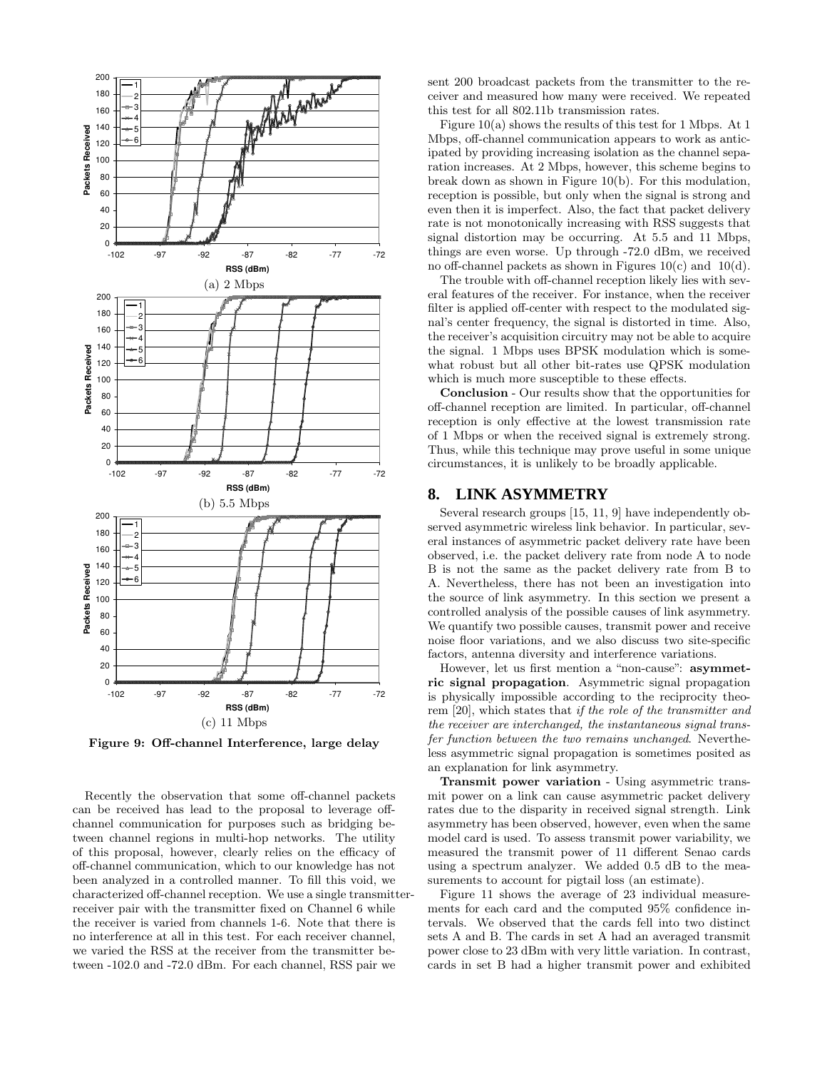(a) 2 Mbps

(b) 5.5 Mbps

(c) 11 Mbps

**Figure 9: Off-channel Interference, large delay**

Recently the observation that some off-channel packets can be received has lead to the proposal to leverage off-channel communication for purposes such as bridging between channel regions in multi-hop networks. The utility of this proposal, however, clearly relies on the efficacy of off-channel communication, which to our knowledge has not been analyzed in a controlled manner. To fill this void, we characterized off-channel reception. We use a single transmitter-receiver pair with the transmitter fixed on Channel 6 while the receiver is varied from channels 1-6. Note that there is no interference at all in this test. For each receiver channel, we varied the RSS at the receiver from the transmitter between -102.0 and -72.0 dBm. For each channel, RSS pair we sent 200 broadcast packets from the transmitter to the receiver and measured how many were received. We repeated this test for all 802.11b transmission rates.

Figure 10(a) shows the results of this test for 1 Mbps. At 1 Mbps, off-channel communication appears to work as anticipated by providing increasing isolation as the channel separation increases. At 2 Mbps, however, this scheme begins to break down as shown in Figure 10(b). For this modulation, reception is possible, but only when the signal is strong and even then it is imperfect. Also, the fact that packet delivery rate is not monotonically increasing with RSS suggests that signal distortion may be occurring. At 5.5 and 11 Mbps, things are even worse. Up through -72.0 dBm, we received no off-channel packets as shown in Figures 10(c) and 10(d).

The trouble with off-channel reception likely lies with several features of the receiver. For instance, when the receiver filter is applied off-center with respect to the modulated signal's center frequency, the signal is distorted in time. Also, the receiver's acquisition circuitry may not be able to acquire the signal. 1 Mbps uses BPSK modulation which is somewhat robust but all other bit-rates use QPSK modulation which is much more susceptible to these effects.

**Conclusion** - Our results show that the opportunities for off-channel reception are limited. In particular, off-channel reception is only effective at the lowest transmission rate of 1 Mbps or when the received signal is extremely strong. Thus, while this technique may prove useful in some unique circumstances, it is unlikely to be broadly applicable.

## 8. LINK ASYMMETRY

Several research groups [15, 11, 9] have independently observed asymmetric wireless link behavior. In particular, several instances of asymmetric packet delivery rate have been observed, i.e. the packet delivery rate from node A to node B is not the same as the packet delivery rate from B to A. Nevertheless, there has not been an investigation into the source of link asymmetry. In this section we present a controlled analysis of the possible causes of link asymmetry. We quantify two possible causes, transmit power and receive noise floor variations, and we also discuss two site-specific factors, antenna diversity and interference variations.

However, let us first mention a "non-cause": **asymmetric signal propagation**. Asymmetric signal propagation is physically impossible according to the reciprocity theorem [20], which states that *if the role of the transmitter and the receiver are interchanged, the instantaneous signal transfer function between the two remains unchanged*. Nevertheless asymmetric signal propagation is sometimes posited as an explanation for link asymmetry.

**Transmit power variation** - Using asymmetric transmit power on a link can cause asymmetric packet delivery rates due to the disparity in received signal strength. Link asymmetry has been observed, however, even when the same model card is used. To assess transmit power variability, we measured the transmit power of 11 different Senao cards using a spectrum analyzer. We added 0.5 dB to the measurements to account for pigtail loss (an estimate).

Figure 11 shows the average of 23 individual measurements for each card and the computed 95% confidence intervals. We observed that the cards fell into two distinct sets A and B. The cards in set A had an averaged transmit power close to 23 dBm with very little variation. In contrast, cards in set B had a higher transmit power and exhibited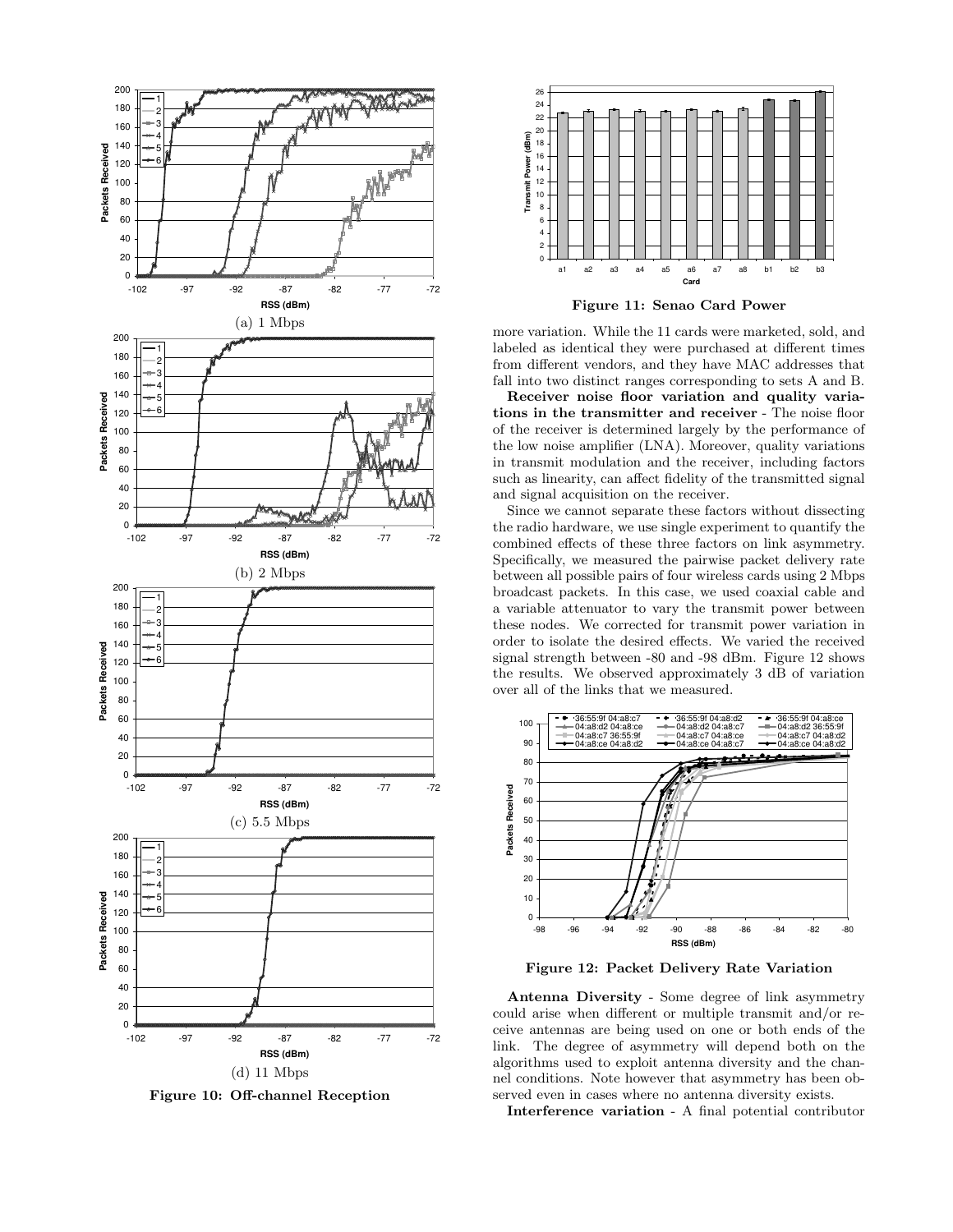(a) 1 Mbps

(b) 2 Mbps

(c) 5.5 Mbps

(d) 11 Mbps

**Figure 10: Off-channel Reception**

**Figure 11: Senao Card Power**

more variation. While the 11 cards were marketed, sold, and labeled as identical they were purchased at different times from different vendors, and they have MAC addresses that fall into two distinct ranges corresponding to sets A and B.

**Receiver noise floor variation and quality variations in the transmitter and receiver** - The noise floor of the receiver is determined largely by the performance of the low noise amplifier (LNA). Moreover, quality variations in transmit modulation and the receiver, including factors such as linearity, can affect fidelity of the transmitted signal and signal acquisition on the receiver.

Since we cannot separate these factors without dissecting the radio hardware, we use single experiment to quantify the combined effects of these three factors on link asymmetry. Specifically, we measured the pairwise packet delivery rate between all possible pairs of four wireless cards using 2 Mbps broadcast packets. In this case, we used coaxial cable and a variable attenuator to vary the transmit power between these nodes. We corrected for transmit power variation in order to isolate the desired effects. We varied the received signal strength between -80 and -98 dBm. Figure 12 shows the results. We observed approximately 3 dB of variation over all of the links that we measured.

**Figure 12: Packet Delivery Rate Variation**

**Antenna Diversity** - Some degree of link asymmetry could arise when different or multiple transmit and/or receive antennas are being used on one or both ends of the link. The degree of asymmetry will depend both on the algorithms used to exploit antenna diversity and the channel conditions. Note however that asymmetry has been observed even in cases where no antenna diversity exists.

**Interference variation** - A final potential contributor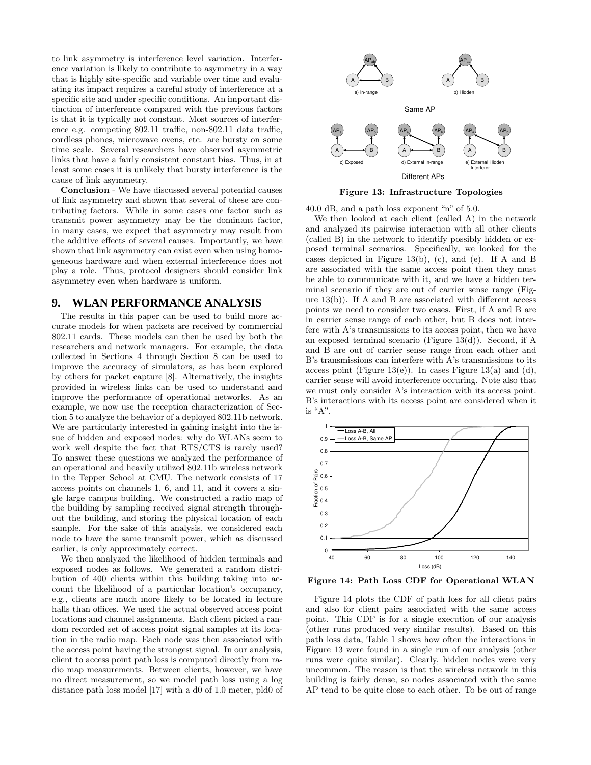to link asymmetry is interference level variation. Interference variation is likely to contribute to asymmetry in a way that is highly site-specific and variable over time and evaluating its impact requires a careful study of interference at a specific site and under specific conditions. An important distinction of interference compared with the previous factors is that it is typically not constant. Most sources of interference e.g. competing 802.11 traffic, non-802.11 data traffic, cordless phones, microwave ovens, etc. are bursty on some time scale. Several researchers have observed asymmetric links that have a fairly consistent constant bias. Thus, in at least some cases it is unlikely that bursty interference is the cause of link asymmetry.

**Conclusion** - We have discussed several potential causes of link asymmetry and shown that several of these are contributing factors. While in some cases one factor such as transmit power asymmetry may be the dominant factor, in many cases, we expect that asymmetry may result from the additive effects of several causes. Importantly, we have shown that link asymmetry can exist even when using homogeneous hardware and when external interference does not play a role. Thus, protocol designers should consider link asymmetry even when hardware is uniform.

## 9. WLAN PERFORMANCE ANALYSIS

The results in this paper can be used to build more accurate models for when packets are received by commercial 802.11 cards. These models can then be used by both the researchers and network managers. For example, the data collected in Sections 4 through Section 8 can be used to improve the accuracy of simulators, as has been explored by others for packet capture [8]. Alternatively, the insights provided in wireless links can be used to understand and improve the performance of operational networks. As an example, we now use the reception characterization of Section 5 to analyze the behavior of a deployed 802.11b network. We are particularly interested in gaining insight into the issue of hidden and exposed nodes: why do WLANs seem to work well despite the fact that RTS/CTS is rarely used? To answer these questions we analyzed the performance of an operational and heavily utilized 802.11b wireless network in the Tepper School at CMU. The network consists of 17 access points on channels 1, 6, and 11, and it covers a single large campus building. We constructed a radio map of the building by sampling received signal strength throughout the building, and storing the physical location of each sample. For the sake of this analysis, we considered each node to have the same transmit power, which as discussed earlier, is only approximately correct.

We then analyzed the likelihood of hidden terminals and exposed nodes as follows. We generated a random distribution of 400 clients within this building taking into account the likelihood of a particular location's occupancy, e.g., clients are much more likely to be located in lecture halls than offices. We used the actual observed access point locations and channel assignments. Each client picked a random recorded set of access point signal samples at its location in the radio map. Each node was then associated with the access point having the strongest signal. In our analysis, client to access point path loss is computed directly from radio map measurements. Between clients, however, we have no direct measurement, so we model path loss using a log distance path loss model [17] with a d0 of 1.0 meter, pld0 of 40.0 dB, and a path loss exponent "n" of 5.0.

Figure 13: Infrastructure Topologies

We then looked at each client (called A) in the network and analyzed its pairwise interaction with all other clients (called B) in the network to identify possibly hidden or exposed terminal scenarios. Specifically, we looked for the cases depicted in Figure 13(b), (c), and (e). If A and B are associated with the same access point then they must be able to communicate with it, and we have a hidden terminal scenario if they are out of carrier sense range (Figure 13(b)). If A and B are associated with different access points we need to consider two cases. First, if A and B are in carrier sense range of each other, but B does not interfere with A's transmissions to its access point, then we have an exposed terminal scenario (Figure 13(d)). Second, if A and B are out of carrier sense range from each other and B's transmissions can interfere with A's transmissions to its access point (Figure 13(e)). In cases Figure 13(a) and (d), carrier sense will avoid interference occuring. Note also that we must only consider A's interaction with its access point. B's interactions with its access point are considered when it is "A".

Figure 14: Path Loss CDF for Operational WLAN

Figure 14 plots the CDF of path loss for all client pairs and also for client pairs associated with the same access point. This CDF is for a single execution of our analysis (other runs produced very similar results). Based on this path loss data, Table 1 shows how often the interactions in Figure 13 were found in a single run of our analysis (other runs were quite similar). Clearly, hidden nodes were very uncommon. The reason is that the wireless network in this building is fairly dense, so nodes associated with the same AP tend to be quite close to each other. To be out of range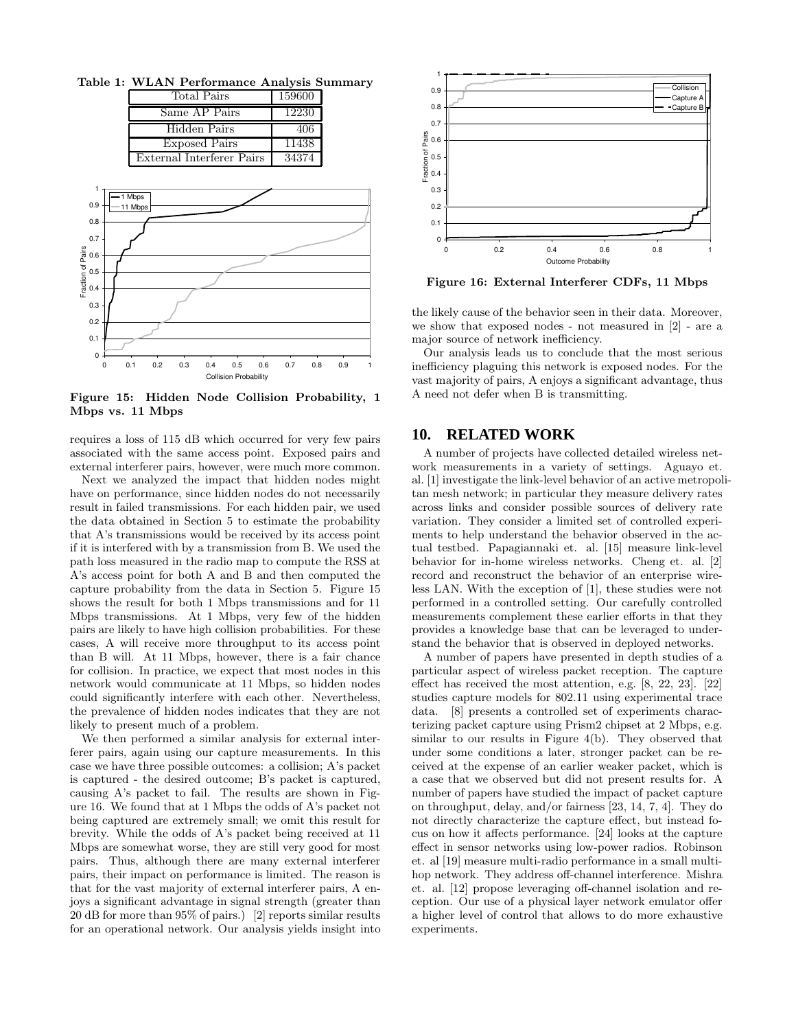Table 1: WLAN Performance Analysis Summary

| Total Pairs | 159600 |
|---|---|
| Same AP Pairs | 12230 |
| Hidden Pairs | 406 |
| Exposed Pairs | 11438 |
| External Interferer Pairs | 34374 |

**Figure 15: Hidden Node Collision Probability, 1 Mbps vs. 11 Mbps**

requires a loss of 115 dB which occurred for very few pairs associated with the same access point. Exposed pairs and external interferer pairs, however, were much more common.

Next we analyzed the impact that hidden nodes might have on performance, since hidden nodes do not necessarily result in failed transmissions. For each hidden pair, we used the data obtained in Section 5 to estimate the probability that A's transmissions would be received by its access point if it is interfered with by a transmission from B. We used the path loss measured in the radio map to compute the RSS at A's access point for both A and B and then computed the capture probability from the data in Section 5. Figure 15 shows the result for both 1 Mbps transmissions and for 11 Mbps transmissions. At 1 Mbps, very few of the hidden pairs are likely to have high collision probabilities. For these cases, A will receive more throughput to its access point than B will. At 11 Mbps, however, there is a fair chance for collision. In practice, we expect that most nodes in this network would communicate at 11 Mbps, so hidden nodes could significantly interfere with each other. Nevertheless, the prevalence of hidden nodes indicates that they are not likely to present much of a problem.

We then performed a similar analysis for external interferer pairs, again using our capture measurements. In this case we have three possible outcomes: a collision; A's packet is captured - the desired outcome; B's packet is captured, causing A's packet to fail. The results are shown in Figure 16. We found that at 1 Mbps the odds of A's packet not being captured are extremely small; we omit this result for brevity. While the odds of A's packet being received at 11 Mbps are somewhat worse, they are still very good for most pairs. Thus, although there are many external interferer pairs, their impact on performance is limited. The reason is that for the vast majority of external interferer pairs, A enjoys a significant advantage in signal strength (greater than 20 dB for more than 95% of pairs.) [2] reports similar results for an operational network. Our analysis yields insight into the likely cause of the behavior seen in their data. Moreover, we show that exposed nodes - not measured in [2] - are a major source of network inefficiency.

**Figure 16: External Interferer CDFs, 11 Mbps**

Our analysis leads us to conclude that the most serious inefficiency plaguing this network is exposed nodes. For the vast majority of pairs, A enjoys a significant advantage, thus A need not defer when B is transmitting.

## 10. RELATED WORK

A number of projects have collected detailed wireless network measurements in a variety of settings. Aguayo et. al. [1] investigate the link-level behavior of an active metropolitan mesh network; in particular they measure delivery rates across links and consider possible sources of delivery rate variation. They consider a limited set of controlled experiments to help understand the behavior observed in the actual testbed. Papagiannaki et. al. [15] measure link-level behavior for in-home wireless networks. Cheng et. al. [2] record and reconstruct the behavior of an enterprise wireless LAN. With the exception of [1], these studies were not performed in a controlled setting. Our carefully controlled measurements complement these earlier efforts in that they provides a knowledge base that can be leveraged to understand the behavior that is observed in deployed networks.

A number of papers have presented in depth studies of a particular aspect of wireless packet reception. The capture effect has received the most attention, e.g. [8, 22, 23]. [22] studies capture models for 802.11 using experimental trace data. [8] presents a controlled set of experiments characterizing packet capture using Prism2 chipset at 2 Mbps, e.g. similar to our results in Figure 4(b). They observed that under some conditions a later, stronger packet can be received at the expense of an earlier weaker packet, which is a case that we observed but did not present results for. A number of papers have studied the impact of packet capture on throughput, delay, and/or fairness [23, 14, 7, 4]. They do not directly characterize the capture effect, but instead focus on how it affects performance. [24] looks at the capture effect in sensor networks using low-power radios. Robinson et. al [19] measure multi-radio performance in a small multihop network. They address off-channel interference. Mishra et. al. [12] propose leveraging off-channel isolation and reception. Our use of a physical layer network emulator offer a higher level of control that allows to do more exhaustive experiments.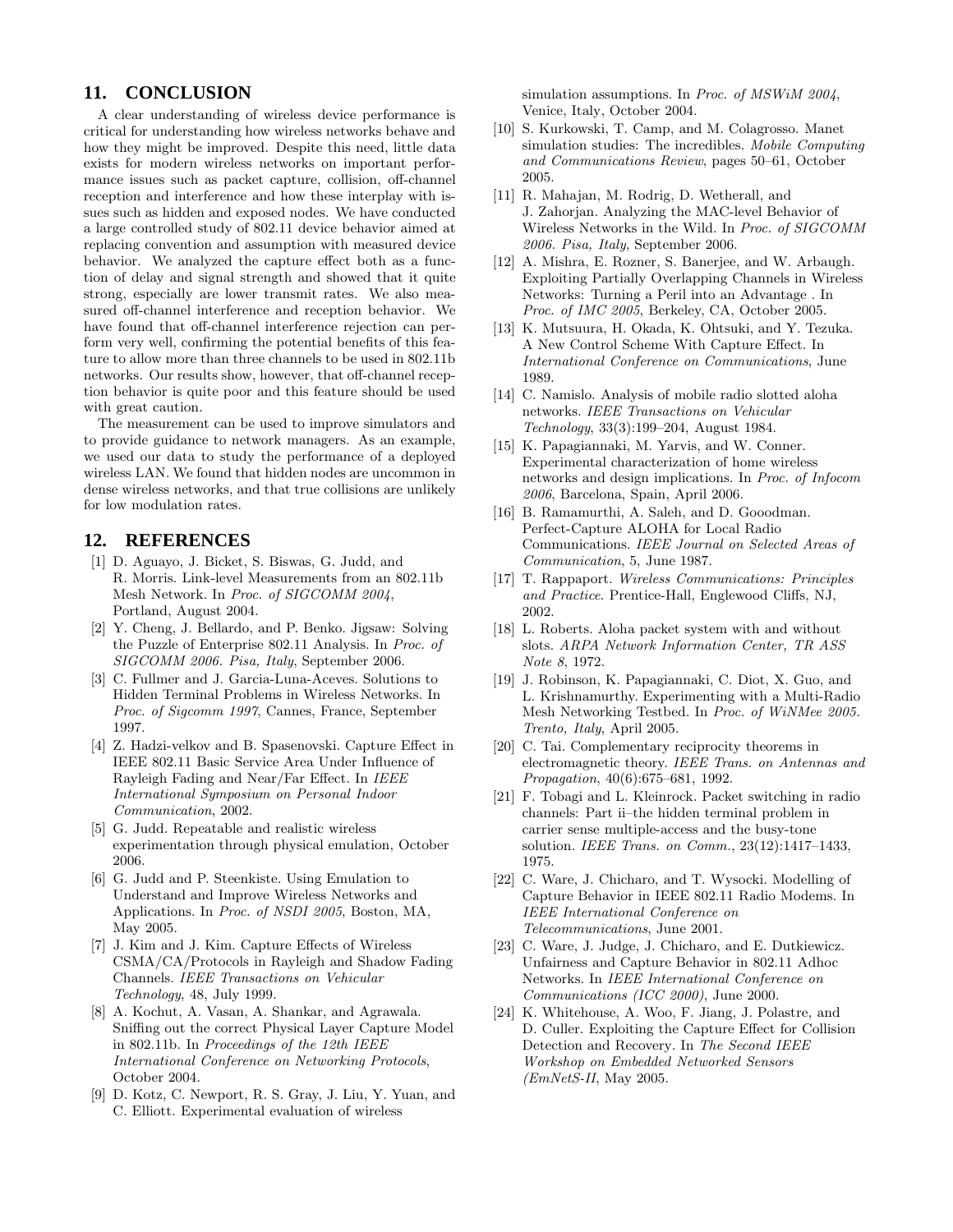## 11. CONCLUSION

A clear understanding of wireless device performance is critical for understanding how wireless networks behave and how they might be improved. Despite this need, little data exists for modern wireless networks on important performance issues such as packet capture, collision, off-channel reception and interference and how these interplay with issues such as hidden and exposed nodes. We have conducted a large controlled study of 802.11 device behavior aimed at replacing convention and assumption with measured device behavior. We analyzed the capture effect both as a function of delay and signal strength and showed that it quite strong, especially are lower transmit rates. We also measured off-channel interference and reception behavior. We have found that off-channel interference rejection can perform very well, confirming the potential benefits of this feature to allow more than three channels to be used in 802.11b networks. Our results show, however, that off-channel reception behavior is quite poor and this feature should be used with great caution.

The measurement can be used to improve simulators and to provide guidance to network managers. As an example, we used our data to study the performance of a deployed wireless LAN. We found that hidden nodes are uncommon in dense wireless networks, and that true collisions are unlikely for low modulation rates.

## 12. REFERENCES

[1] D. Aguayo, J. Bicket, S. Biswas, G. Judd, and R. Morris. Link-level Measurements from an 802.11b Mesh Network. In *Proc. of SIGCOMM 2004*, Portland, August 2004.

[2] Y. Cheng, J. Bellardo, and P. Benko. Jigsaw: Solving the Puzzle of Enterprise 802.11 Analysis. In *Proc. of SIGCOMM 2006. Pisa, Italy*, September 2006.

[3] C. Fullmer and J. Garcia-Luna-Aceves. Solutions to Hidden Terminal Problems in Wireless Networks. In *Proc. of Sigcomm 1997*, Cannes, France, September 1997.

[4] Z. Hadzi-velkov and B. Spasenovski. Capture Effect in IEEE 802.11 Basic Service Area Under Influence of Rayleigh Fading and Near/Far Effect. In *IEEE International Symposium on Personal Indoor Communication*, 2002.

[5] G. Judd. Repeatable and realistic wireless experimentation through physical emulation, October 2006.

[6] G. Judd and P. Steenkiste. Using Emulation to Understand and Improve Wireless Networks and Applications. In *Proc. of NSDI 2005*, Boston, MA, May 2005.

[7] J. Kim and J. Kim. Capture Effects of Wireless CSMA/CA/Protocols in Rayleigh and Shadow Fading Channels. *IEEE Transactions on Vehicular Technology*, 48, July 1999.

[8] A. Kochut, A. Vasan, A. Shankar, and Agrawala. Sniffing out the correct Physical Layer Capture Model in 802.11b. In *Proceedings of the 12th IEEE International Conference on Networking Protocols*, October 2004.

[9] D. Kotz, C. Newport, R. S. Gray, J. Liu, Y. Yuan, and C. Elliott. Experimental evaluation of wireless simulation assumptions. In *Proc. of MSWiM 2004*, Venice, Italy, October 2004.

[10] S. Kurkowski, T. Camp, and M. Colagrosso. Manet simulation studies: The incredibles. *Mobile Computing and Communications Review*, pages 50–61, October 2005.

[11] R. Mahajan, M. Rodrig, D. Wetherall, and J. Zahorjan. Analyzing the MAC-level Behavior of Wireless Networks in the Wild. In *Proc. of SIGCOMM 2006. Pisa, Italy*, September 2006.

[12] A. Mishra, E. Rozner, S. Banerjee, and W. Arbaugh. Exploiting Partially Overlapping Channels in Wireless Networks: Turning a Peril into an Advantage . In *Proc. of IMC 2005*, Berkeley, CA, October 2005.

[13] K. Mutsuura, H. Okada, K. Ohtsuki, and Y. Tezuka. A New Control Scheme With Capture Effect. In *International Conference on Communications*, June 1989.

[14] C. Namislo. Analysis of mobile radio slotted aloha networks. *IEEE Transactions on Vehicular Technology*, 33(3):199–204, August 1984.

[15] K. Papagiannaki, M. Yarvis, and W. Conner. Experimental characterization of home wireless networks and design implications. In *Proc. of Infocom 2006*, Barcelona, Spain, April 2006.

[16] B. Ramamurthi, A. Saleh, and D. Gooodman. Perfect-Capture ALOHA for Local Radio Communications. *IEEE Journal on Selected Areas of Communication*, 5, June 1987.

[17] T. Rappaport. *Wireless Communications: Principles and Practice*. Prentice-Hall, Englewood Cliffs, NJ, 2002.

[18] L. Roberts. Aloha packet system with and without slots. *ARPA Network Information Center, TR ASS Note 8*, 1972.

[19] J. Robinson, K. Papagiannaki, C. Diot, X. Guo, and L. Krishnamurthy. Experimenting with a Multi-Radio Mesh Networking Testbed. In *Proc. of WiNMee 2005. Trento, Italy*, April 2005.

[20] C. Tai. Complementary reciprocity theorems in electromagnetic theory. *IEEE Trans. on Antennas and Propagation*, 40(6):675–681, 1992.

[21] F. Tobagi and L. Kleinrock. Packet switching in radio channels: Part ii–the hidden terminal problem in carrier sense multiple-access and the busy-tone solution. *IEEE Trans. on Comm.*, 23(12):1417–1433, 1975.

[22] C. Ware, J. Chicharo, and T. Wysocki. Modelling of Capture Behavior in IEEE 802.11 Radio Modems. In *IEEE International Conference on Telecommunications*, June 2001.

[23] C. Ware, J. Judge, J. Chicharo, and E. Dutkiewicz. Unfairness and Capture Behavior in 802.11 Adhoc Networks. In *IEEE International Conference on Communications (ICC 2000)*, June 2000.

[24] K. Whitehouse, A. Woo, F. Jiang, J. Polastre, and D. Culler. Exploiting the Capture Effect for Collision Detection and Recovery. In *The Second IEEE Workshop on Embedded Networked Sensors (EmNetS-II*, May 2005.